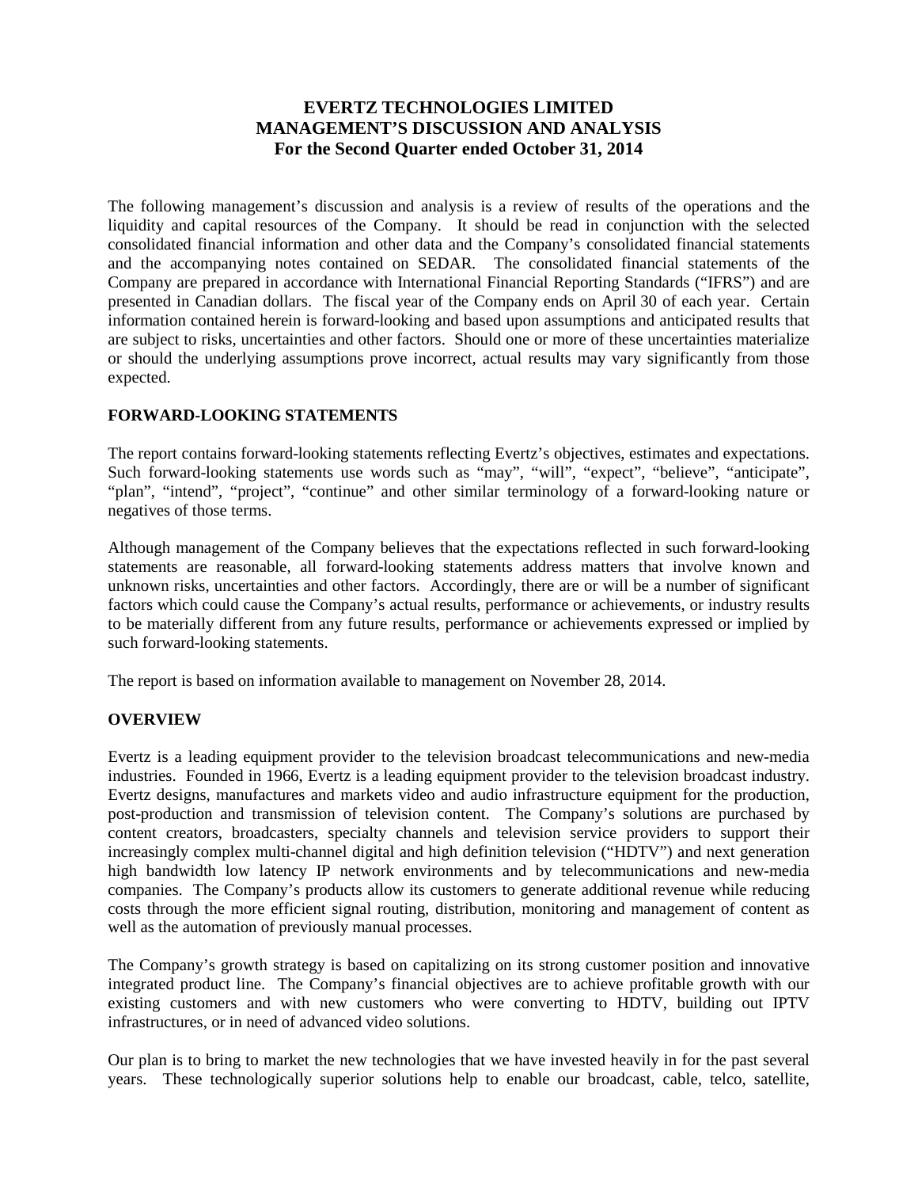# EVERTZ TECHNOLOGIES LIMITED
# MANAGEMENT'S DISCUSSION AND ANALYSIS
## For the Second Quarter ended October 31, 2014

The following management's discussion and analysis is a review of results of the operations and the liquidity and capital resources of the Company. It should be read in conjunction with the selected consolidated financial information and other data and the Company's consolidated financial statements and the accompanying notes contained on SEDAR. The consolidated financial statements of the Company are prepared in accordance with International Financial Reporting Standards ("IFRS") and are presented in Canadian dollars. The fiscal year of the Company ends on April 30 of each year. Certain information contained herein is forward-looking and based upon assumptions and anticipated results that are subject to risks, uncertainties and other factors. Should one or more of these uncertainties materialize or should the underlying assumptions prove incorrect, actual results may vary significantly from those expected.

### FORWARD-LOOKING STATEMENTS

The report contains forward-looking statements reflecting Evertz's objectives, estimates and expectations. Such forward-looking statements use words such as "may", "will", "expect", "believe", "anticipate", "plan", "intend", "project", "continue" and other similar terminology of a forward-looking nature or negatives of those terms.

Although management of the Company believes that the expectations reflected in such forward-looking statements are reasonable, all forward-looking statements address matters that involve known and unknown risks, uncertainties and other factors. Accordingly, there are or will be a number of significant factors which could cause the Company's actual results, performance or achievements, or industry results to be materially different from any future results, performance or achievements expressed or implied by such forward-looking statements.

The report is based on information available to management on November 28, 2014.

### OVERVIEW

Evertz is a leading equipment provider to the television broadcast telecommunications and new-media industries. Founded in 1966, Evertz is a leading equipment provider to the television broadcast industry. Evertz designs, manufactures and markets video and audio infrastructure equipment for the production, post-production and transmission of television content. The Company's solutions are purchased by content creators, broadcasters, specialty channels and television service providers to support their increasingly complex multi-channel digital and high definition television ("HDTV") and next generation high bandwidth low latency IP network environments and by telecommunications and new-media companies. The Company's products allow its customers to generate additional revenue while reducing costs through the more efficient signal routing, distribution, monitoring and management of content as well as the automation of previously manual processes.

The Company's growth strategy is based on capitalizing on its strong customer position and innovative integrated product line. The Company's financial objectives are to achieve profitable growth with our existing customers and with new customers who were converting to HDTV, building out IPTV infrastructures, or in need of advanced video solutions.

Our plan is to bring to market the new technologies that we have invested heavily in for the past several years. These technologically superior solutions help to enable our broadcast, cable, telco, satellite,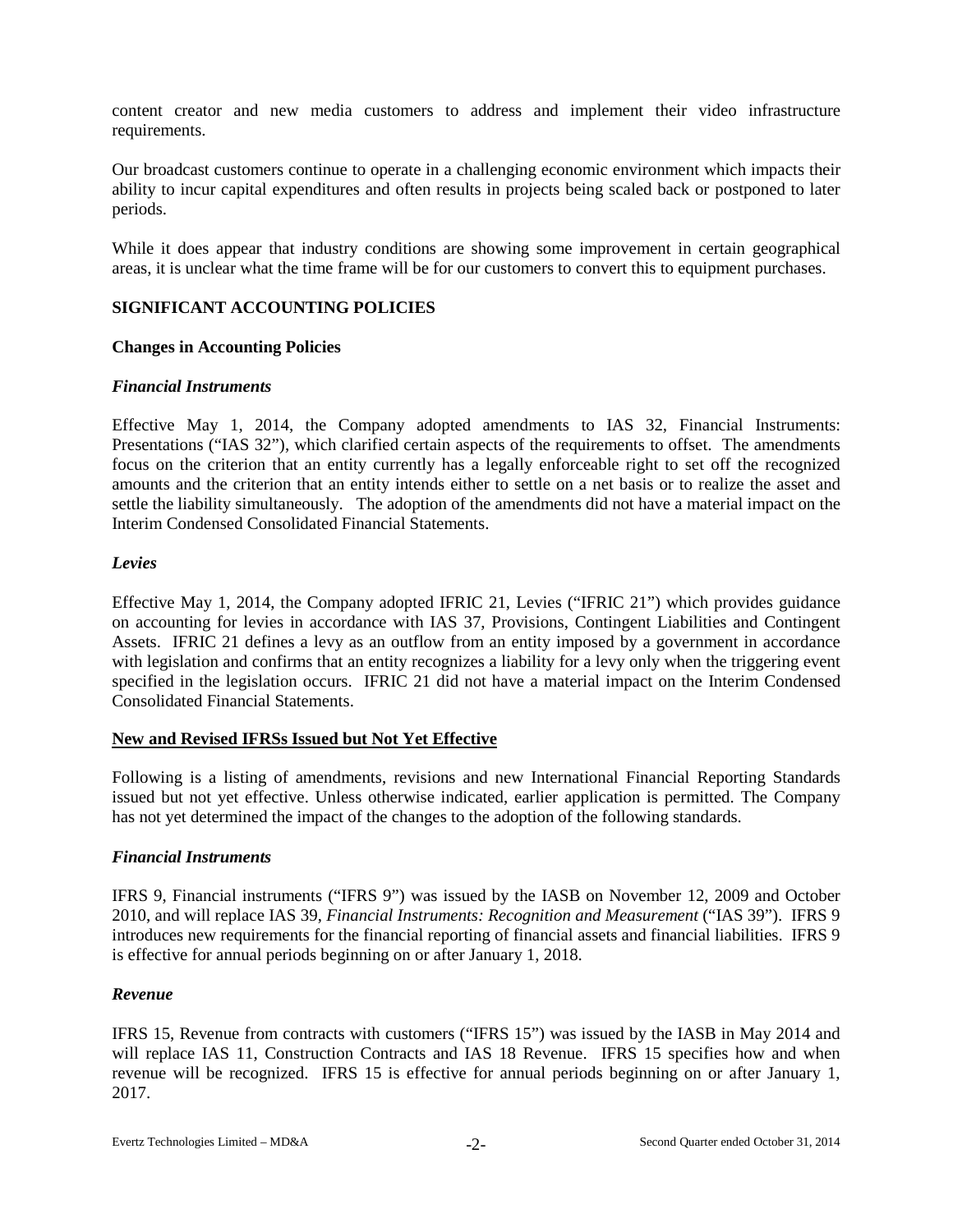content creator and new media customers to address and implement their video infrastructure requirements.

Our broadcast customers continue to operate in a challenging economic environment which impacts their ability to incur capital expenditures and often results in projects being scaled back or postponed to later periods.

While it does appear that industry conditions are showing some improvement in certain geographical areas, it is unclear what the time frame will be for our customers to convert this to equipment purchases.

## SIGNIFICANT ACCOUNTING POLICIES

### Changes in Accounting Policies

#### *Financial Instruments*

Effective May 1, 2014, the Company adopted amendments to IAS 32, Financial Instruments: Presentations ("IAS 32"), which clarified certain aspects of the requirements to offset. The amendments focus on the criterion that an entity currently has a legally enforceable right to set off the recognized amounts and the criterion that an entity intends either to settle on a net basis or to realize the asset and settle the liability simultaneously. The adoption of the amendments did not have a material impact on the Interim Condensed Consolidated Financial Statements.

#### *Levies*

Effective May 1, 2014, the Company adopted IFRIC 21, Levies ("IFRIC 21") which provides guidance on accounting for levies in accordance with IAS 37, Provisions, Contingent Liabilities and Contingent Assets. IFRIC 21 defines a levy as an outflow from an entity imposed by a government in accordance with legislation and confirms that an entity recognizes a liability for a levy only when the triggering event specified in the legislation occurs. IFRIC 21 did not have a material impact on the Interim Condensed Consolidated Financial Statements.

### New and Revised IFRSs Issued but Not Yet Effective

Following is a listing of amendments, revisions and new International Financial Reporting Standards issued but not yet effective. Unless otherwise indicated, earlier application is permitted. The Company has not yet determined the impact of the changes to the adoption of the following standards.

#### *Financial Instruments*

IFRS 9, Financial instruments ("IFRS 9") was issued by the IASB on November 12, 2009 and October 2010, and will replace IAS 39, *Financial Instruments: Recognition and Measurement* ("IAS 39"). IFRS 9 introduces new requirements for the financial reporting of financial assets and financial liabilities. IFRS 9 is effective for annual periods beginning on or after January 1, 2018.

#### *Revenue*

IFRS 15, Revenue from contracts with customers ("IFRS 15") was issued by the IASB in May 2014 and will replace IAS 11, Construction Contracts and IAS 18 Revenue. IFRS 15 specifies how and when revenue will be recognized. IFRS 15 is effective for annual periods beginning on or after January 1, 2017.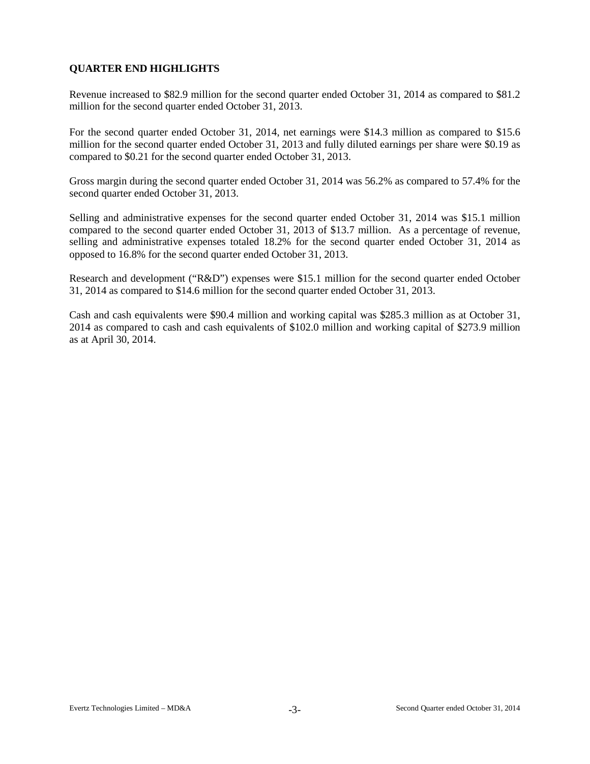## QUARTER END HIGHLIGHTS

Revenue increased to $82.9 million for the second quarter ended October 31, 2014 as compared to $81.2 million for the second quarter ended October 31, 2013.

For the second quarter ended October 31, 2014, net earnings were $14.3 million as compared to $15.6 million for the second quarter ended October 31, 2013 and fully diluted earnings per share were $0.19 as compared to $0.21 for the second quarter ended October 31, 2013.

Gross margin during the second quarter ended October 31, 2014 was 56.2% as compared to 57.4% for the second quarter ended October 31, 2013.

Selling and administrative expenses for the second quarter ended October 31, 2014 was $15.1 million compared to the second quarter ended October 31, 2013 of $13.7 million. As a percentage of revenue, selling and administrative expenses totaled 18.2% for the second quarter ended October 31, 2014 as opposed to 16.8% for the second quarter ended October 31, 2013.

Research and development ("R&D") expenses were $15.1 million for the second quarter ended October 31, 2014 as compared to $14.6 million for the second quarter ended October 31, 2013.

Cash and cash equivalents were $90.4 million and working capital was $285.3 million as at October 31, 2014 as compared to cash and cash equivalents of $102.0 million and working capital of $273.9 million as at April 30, 2014.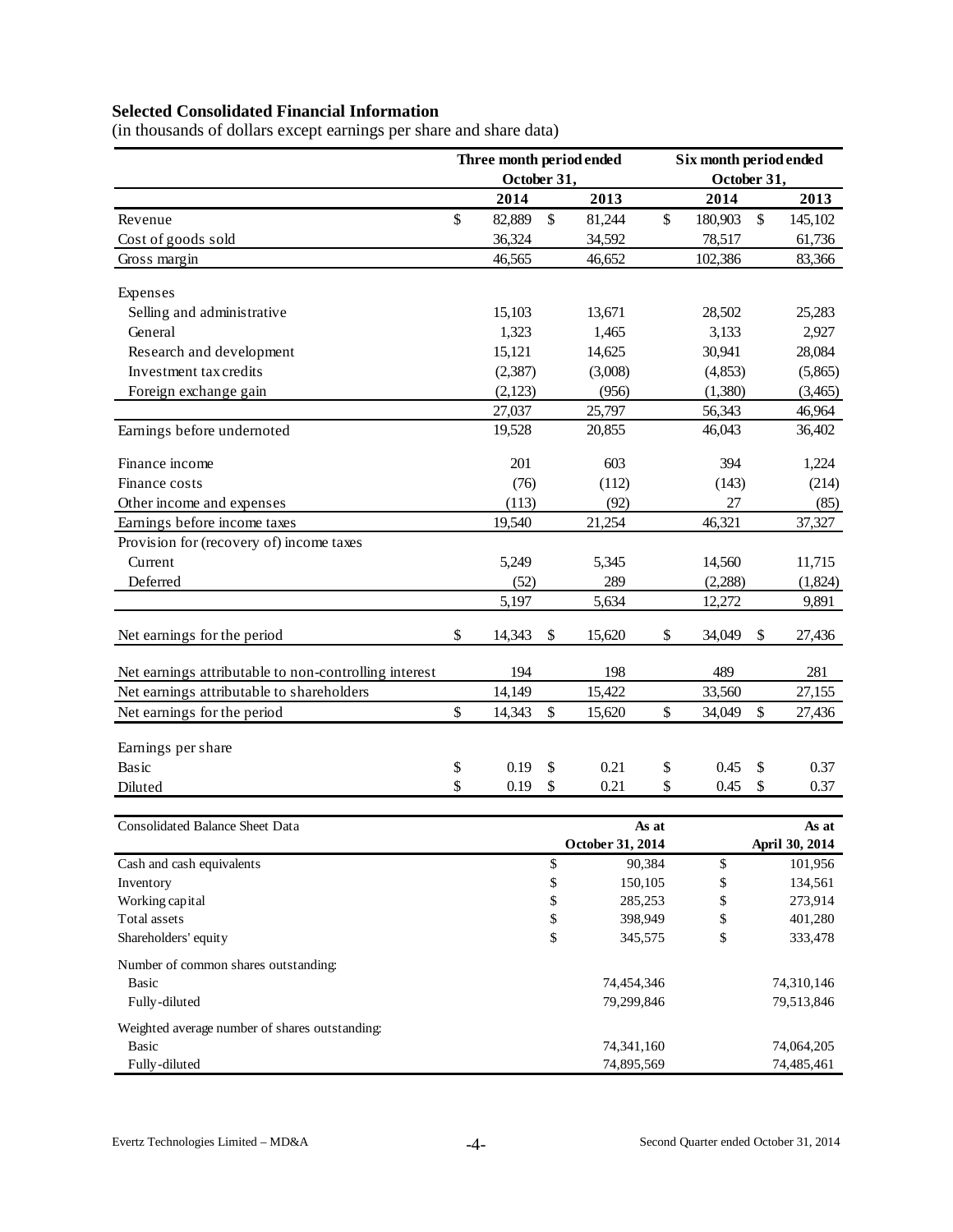## Selected Consolidated Financial Information

(in thousands of dollars except earnings per share and share data)

| | Three month period ended October 31, | | Six month period ended October 31, | |
|---|---|---|---|---|
| | 2014 | 2013 | 2014 | 2013 |
| Revenue | $ 82,889 | $ 81,244 | $ 180,903 | $ 145,102 |
| Cost of goods sold | 36,324 | 34,592 | 78,517 | 61,736 |
| Gross margin | 46,565 | 46,652 | 102,386 | 83,366 |
| Expenses | | | | |
| Selling and administrative | 15,103 | 13,671 | 28,502 | 25,283 |
| General | 1,323 | 1,465 | 3,133 | 2,927 |
| Research and development | 15,121 | 14,625 | 30,941 | 28,084 |
| Investment tax credits | (2,387) | (3,008) | (4,853) | (5,865) |
| Foreign exchange gain | (2,123) | (956) | (1,380) | (3,465) |
| | 27,037 | 25,797 | 56,343 | 46,964 |
| Earnings before undernoted | 19,528 | 20,855 | 46,043 | 36,402 |
| Finance income | 201 | 603 | 394 | 1,224 |
| Finance costs | (76) | (112) | (143) | (214) |
| Other income and expenses | (113) | (92) | 27 | (85) |
| Earnings before income taxes | 19,540 | 21,254 | 46,321 | 37,327 |
| Provision for (recovery of) income taxes | | | | |
| Current | 5,249 | 5,345 | 14,560 | 11,715 |
| Deferred | (52) | 289 | (2,288) | (1,824) |
| | 5,197 | 5,634 | 12,272 | 9,891 |
| Net earnings for the period | $ 14,343 | $ 15,620 | $ 34,049 | $ 27,436 |
| Net earnings attributable to non-controlling interest | 194 | 198 | 489 | 281 |
| Net earnings attributable to shareholders | 14,149 | 15,422 | 33,560 | 27,155 |
| Net earnings for the period | $ 14,343 | $ 15,620 | $ 34,049 | $ 27,436 |
| Earnings per share | | | | |
| Basic | $ 0.19 | $ 0.21 | $ 0.45 | $ 0.37 |
| Diluted | $ 0.19 | $ 0.21 | $ 0.45 | $ 0.37 |

| Consolidated Balance Sheet Data | As at October 31, 2014 | As at April 30, 2014 |
|---|---|---|
| Cash and cash equivalents | $ 90,384 | $ 101,956 |
| Inventory | $ 150,105 | $ 134,561 |
| Working capital | $ 285,253 | $ 273,914 |
| Total assets | $ 398,949 | $ 401,280 |
| Shareholders' equity | $ 345,575 | $ 333,478 |
| Number of common shares outstanding: | | |
| Basic | 74,454,346 | 74,310,146 |
| Fully-diluted | 79,299,846 | 79,513,846 |
| Weighted average number of shares outstanding: | | |
| Basic | 74,341,160 | 74,064,205 |
| Fully-diluted | 74,895,569 | 74,485,461 |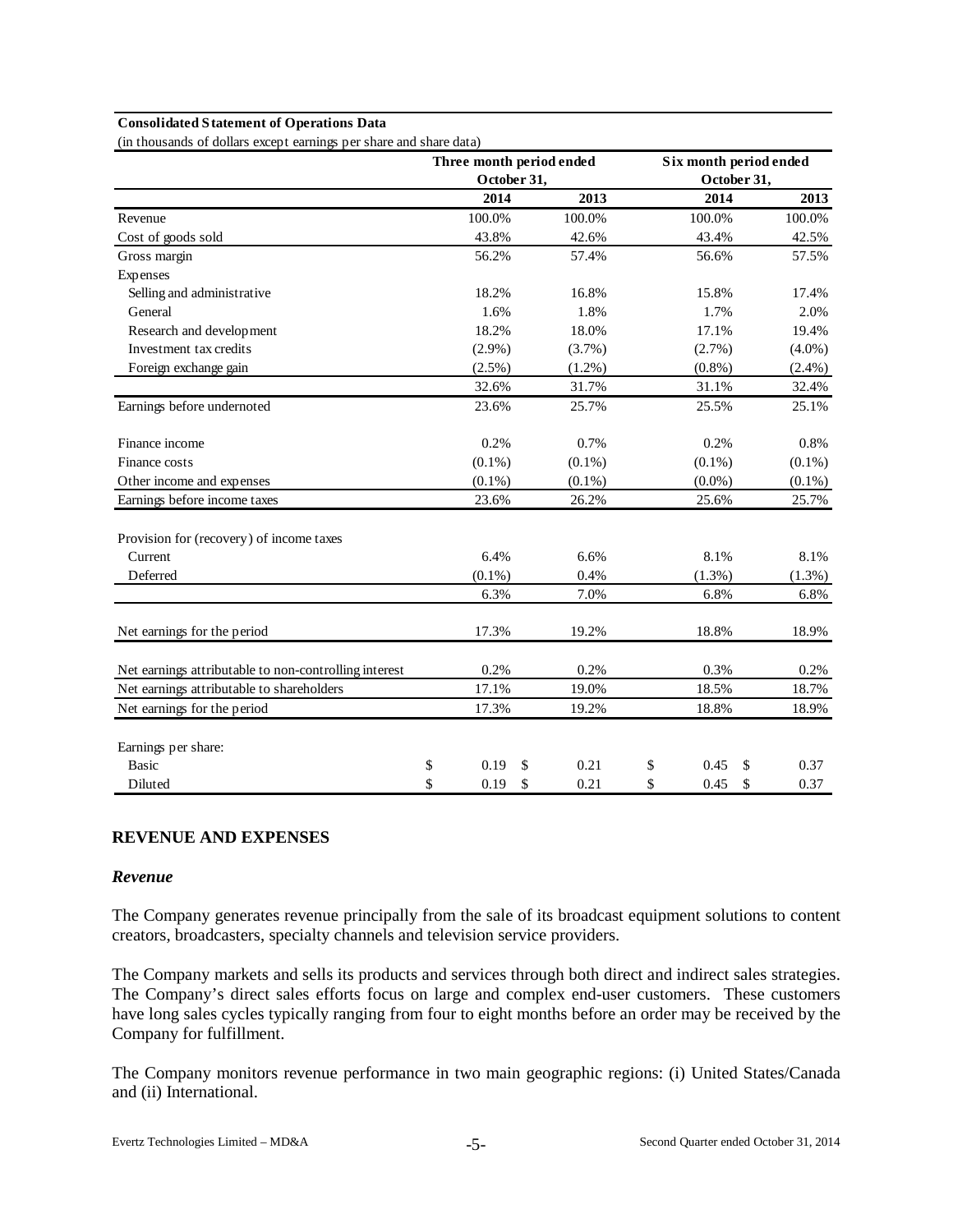**Consolidated Statement of Operations Data**

(in thousands of dollars except earnings per share and share data)

| | Three month period ended October 31, | | Six month period ended October 31, | |
|---|---|---|---|---|
| | 2014 | 2013 | 2014 | 2013 |
| Revenue | 100.0% | 100.0% | 100.0% | 100.0% |
| Cost of goods sold | 43.8% | 42.6% | 43.4% | 42.5% |
| Gross margin | 56.2% | 57.4% | 56.6% | 57.5% |
| Expenses | | | | |
| Selling and administrative | 18.2% | 16.8% | 15.8% | 17.4% |
| General | 1.6% | 1.8% | 1.7% | 2.0% |
| Research and development | 18.2% | 18.0% | 17.1% | 19.4% |
| Investment tax credits | (2.9%) | (3.7%) | (2.7%) | (4.0%) |
| Foreign exchange gain | (2.5%) | (1.2%) | (0.8%) | (2.4%) |
| | 32.6% | 31.7% | 31.1% | 32.4% |
| Earnings before undernoted | 23.6% | 25.7% | 25.5% | 25.1% |
| Finance income | 0.2% | 0.7% | 0.2% | 0.8% |
| Finance costs | (0.1%) | (0.1%) | (0.1%) | (0.1%) |
| Other income and expenses | (0.1%) | (0.1%) | (0.0%) | (0.1%) |
| Earnings before income taxes | 23.6% | 26.2% | 25.6% | 25.7% |
| Provision for (recovery) of income taxes | | | | |
| Current | 6.4% | 6.6% | 8.1% | 8.1% |
| Deferred | (0.1%) | 0.4% | (1.3%) | (1.3%) |
| | 6.3% | 7.0% | 6.8% | 6.8% |
| Net earnings for the period | 17.3% | 19.2% | 18.8% | 18.9% |
| Net earnings attributable to non-controlling interest | 0.2% | 0.2% | 0.3% | 0.2% |
| Net earnings attributable to shareholders | 17.1% | 19.0% | 18.5% | 18.7% |
| Net earnings for the period | 17.3% | 19.2% | 18.8% | 18.9% |
| Earnings per share: | | | | |
| Basic | $ 0.19 | $ 0.21 | $ 0.45 | $ 0.37 |
| Diluted | $ 0.19 | $ 0.21 | $ 0.45 | $ 0.37 |

## REVENUE AND EXPENSES

### *Revenue*

The Company generates revenue principally from the sale of its broadcast equipment solutions to content creators, broadcasters, specialty channels and television service providers.

The Company markets and sells its products and services through both direct and indirect sales strategies. The Company's direct sales efforts focus on large and complex end-user customers. These customers have long sales cycles typically ranging from four to eight months before an order may be received by the Company for fulfillment.

The Company monitors revenue performance in two main geographic regions: (i) United States/Canada and (ii) International.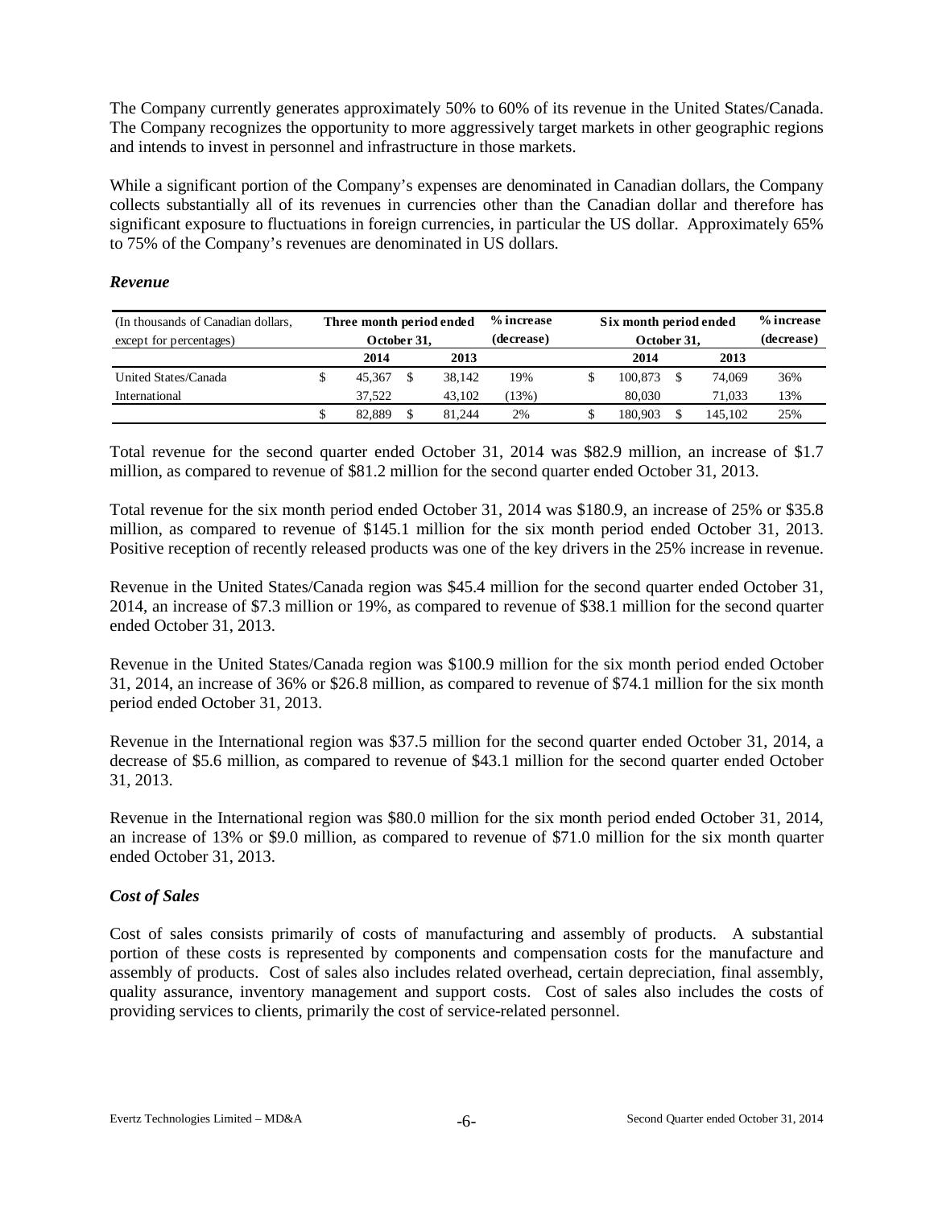The Company currently generates approximately 50% to 60% of its revenue in the United States/Canada. The Company recognizes the opportunity to more aggressively target markets in other geographic regions and intends to invest in personnel and infrastructure in those markets.

While a significant portion of the Company's expenses are denominated in Canadian dollars, the Company collects substantially all of its revenues in currencies other than the Canadian dollar and therefore has significant exposure to fluctuations in foreign currencies, in particular the US dollar. Approximately 65% to 75% of the Company's revenues are denominated in US dollars.

### *Revenue*

| (In thousands of Canadian dollars, except for percentages) | Three month period ended October 31, | | % increase (decrease) | Six month period ended October 31, | | % increase (decrease) |
|---|---|---|---|---|---|---|
| | 2014 | 2013 | | 2014 | 2013 | |
| United States/Canada | $ 45,367 | $ 38,142 | 19% | $ 100,873 | $ 74,069 | 36% |
| International | 37,522 | 43,102 | (13%) | 80,030 | 71,033 | 13% |
| | $ 82,889 | $ 81,244 | 2% | $ 180,903 | $ 145,102 | 25% |

Total revenue for the second quarter ended October 31, 2014 was $82.9 million, an increase of $1.7 million, as compared to revenue of $81.2 million for the second quarter ended October 31, 2013.

Total revenue for the six month period ended October 31, 2014 was $180.9, an increase of 25% or $35.8 million, as compared to revenue of $145.1 million for the six month period ended October 31, 2013. Positive reception of recently released products was one of the key drivers in the 25% increase in revenue.

Revenue in the United States/Canada region was $45.4 million for the second quarter ended October 31, 2014, an increase of $7.3 million or 19%, as compared to revenue of $38.1 million for the second quarter ended October 31, 2013.

Revenue in the United States/Canada region was $100.9 million for the six month period ended October 31, 2014, an increase of 36% or $26.8 million, as compared to revenue of $74.1 million for the six month period ended October 31, 2013.

Revenue in the International region was $37.5 million for the second quarter ended October 31, 2014, a decrease of $5.6 million, as compared to revenue of $43.1 million for the second quarter ended October 31, 2013.

Revenue in the International region was $80.0 million for the six month period ended October 31, 2014, an increase of 13% or $9.0 million, as compared to revenue of $71.0 million for the six month quarter ended October 31, 2013.

### *Cost of Sales*

Cost of sales consists primarily of costs of manufacturing and assembly of products. A substantial portion of these costs is represented by components and compensation costs for the manufacture and assembly of products. Cost of sales also includes related overhead, certain depreciation, final assembly, quality assurance, inventory management and support costs. Cost of sales also includes the costs of providing services to clients, primarily the cost of service-related personnel.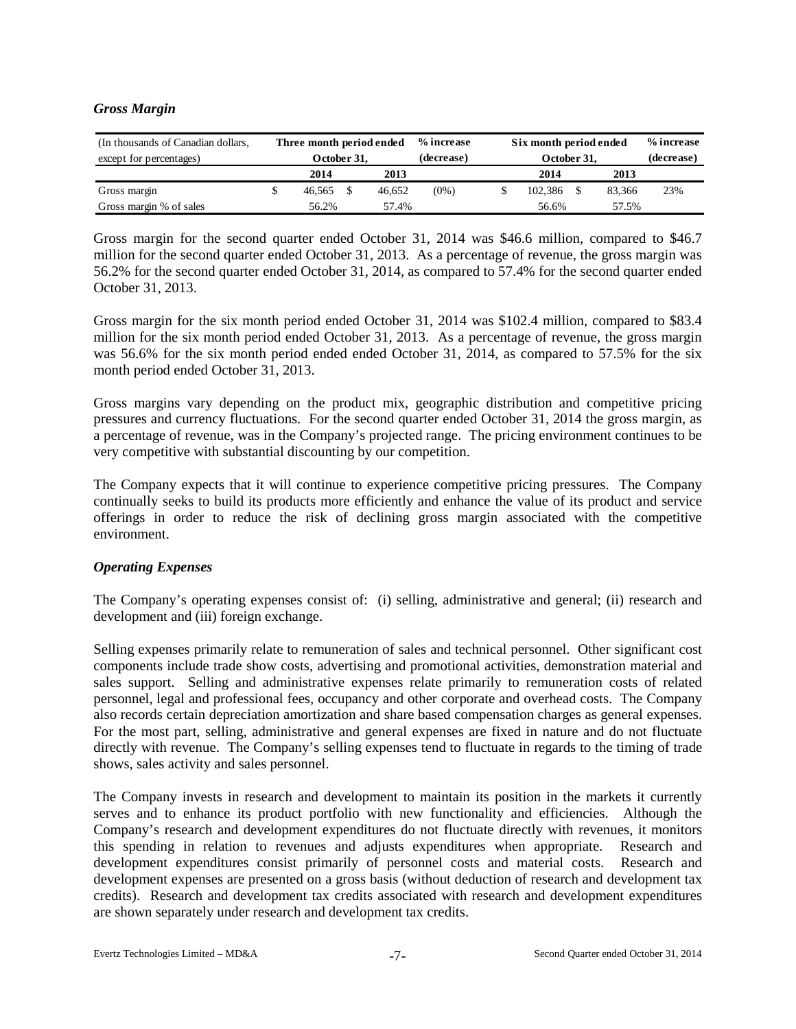### *Gross Margin*

| (In thousands of Canadian dollars, except for percentages) | Three month period ended October 31, | | % increase (decrease) | Six month period ended October 31, | | % increase (decrease) |
|---|---|---|---|---|---|---|
| | 2014 | 2013 | | 2014 | 2013 | |
| Gross margin | $ 46,565 | $ 46,652 | (0%) | $ 102,386 | $ 83,366 | 23% |
| Gross margin % of sales | 56.2% | 57.4% | | 56.6% | 57.5% | |

Gross margin for the second quarter ended October 31, 2014 was $46.6 million, compared to $46.7 million for the second quarter ended October 31, 2013. As a percentage of revenue, the gross margin was 56.2% for the second quarter ended October 31, 2014, as compared to 57.4% for the second quarter ended October 31, 2013.

Gross margin for the six month period ended October 31, 2014 was $102.4 million, compared to $83.4 million for the six month period ended October 31, 2013. As a percentage of revenue, the gross margin was 56.6% for the six month period ended ended October 31, 2014, as compared to 57.5% for the six month period ended October 31, 2013.

Gross margins vary depending on the product mix, geographic distribution and competitive pricing pressures and currency fluctuations. For the second quarter ended October 31, 2014 the gross margin, as a percentage of revenue, was in the Company's projected range. The pricing environment continues to be very competitive with substantial discounting by our competition.

The Company expects that it will continue to experience competitive pricing pressures. The Company continually seeks to build its products more efficiently and enhance the value of its product and service offerings in order to reduce the risk of declining gross margin associated with the competitive environment.

### *Operating Expenses*

The Company's operating expenses consist of: (i) selling, administrative and general; (ii) research and development and (iii) foreign exchange.

Selling expenses primarily relate to remuneration of sales and technical personnel. Other significant cost components include trade show costs, advertising and promotional activities, demonstration material and sales support. Selling and administrative expenses relate primarily to remuneration costs of related personnel, legal and professional fees, occupancy and other corporate and overhead costs. The Company also records certain depreciation amortization and share based compensation charges as general expenses. For the most part, selling, administrative and general expenses are fixed in nature and do not fluctuate directly with revenue. The Company's selling expenses tend to fluctuate in regards to the timing of trade shows, sales activity and sales personnel.

The Company invests in research and development to maintain its position in the markets it currently serves and to enhance its product portfolio with new functionality and efficiencies. Although the Company's research and development expenditures do not fluctuate directly with revenues, it monitors this spending in relation to revenues and adjusts expenditures when appropriate. Research and development expenditures consist primarily of personnel costs and material costs. Research and development expenses are presented on a gross basis (without deduction of research and development tax credits). Research and development tax credits associated with research and development expenditures are shown separately under research and development tax credits.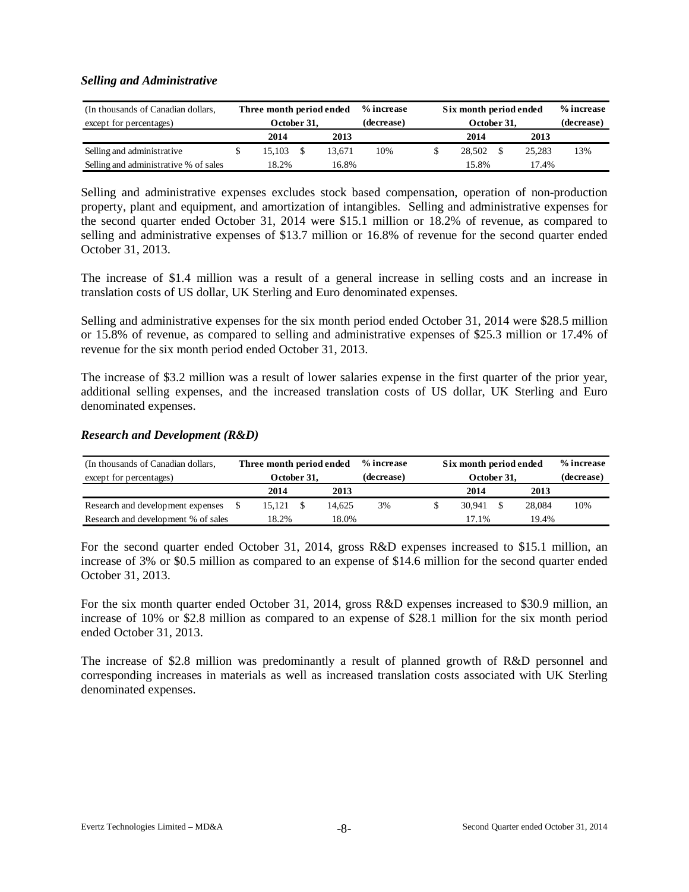### *Selling and Administrative*

| (In thousands of Canadian dollars, except for percentages) | Three month period ended October 31, | | % increase (decrease) | Six month period ended October 31, | | % increase (decrease) |
|---|---|---|---|---|---|---|
| | 2014 | 2013 | | 2014 | 2013 | |
| Selling and administrative | $ 15,103 | $ 13,671 | 10% | $ 28,502 | $ 25,283 | 13% |
| Selling and administrative % of sales | 18.2% | 16.8% | | 15.8% | 17.4% | |

Selling and administrative expenses excludes stock based compensation, operation of non-production property, plant and equipment, and amortization of intangibles. Selling and administrative expenses for the second quarter ended October 31, 2014 were $15.1 million or 18.2% of revenue, as compared to selling and administrative expenses of $13.7 million or 16.8% of revenue for the second quarter ended October 31, 2013.

The increase of $1.4 million was a result of a general increase in selling costs and an increase in translation costs of US dollar, UK Sterling and Euro denominated expenses.

Selling and administrative expenses for the six month period ended October 31, 2014 were $28.5 million or 15.8% of revenue, as compared to selling and administrative expenses of $25.3 million or 17.4% of revenue for the six month period ended October 31, 2013.

The increase of $3.2 million was a result of lower salaries expense in the first quarter of the prior year, additional selling expenses, and the increased translation costs of US dollar, UK Sterling and Euro denominated expenses.

### *Research and Development (R&D)*

| (In thousands of Canadian dollars, except for percentages) | Three month period ended October 31, | | % increase (decrease) | Six month period ended October 31, | | % increase (decrease) |
|---|---|---|---|---|---|---|
| | 2014 | 2013 | | 2014 | 2013 | |
| Research and development expenses | $ 15,121 | $ 14,625 | 3% | $ 30,941 | $ 28,084 | 10% |
| Research and development % of sales | 18.2% | 18.0% | | 17.1% | 19.4% | |

For the second quarter ended October 31, 2014, gross R&D expenses increased to $15.1 million, an increase of 3% or $0.5 million as compared to an expense of $14.6 million for the second quarter ended October 31, 2013.

For the six month quarter ended October 31, 2014, gross R&D expenses increased to $30.9 million, an increase of 10% or $2.8 million as compared to an expense of $28.1 million for the six month period ended October 31, 2013.

The increase of $2.8 million was predominantly a result of planned growth of R&D personnel and corresponding increases in materials as well as increased translation costs associated with UK Sterling denominated expenses.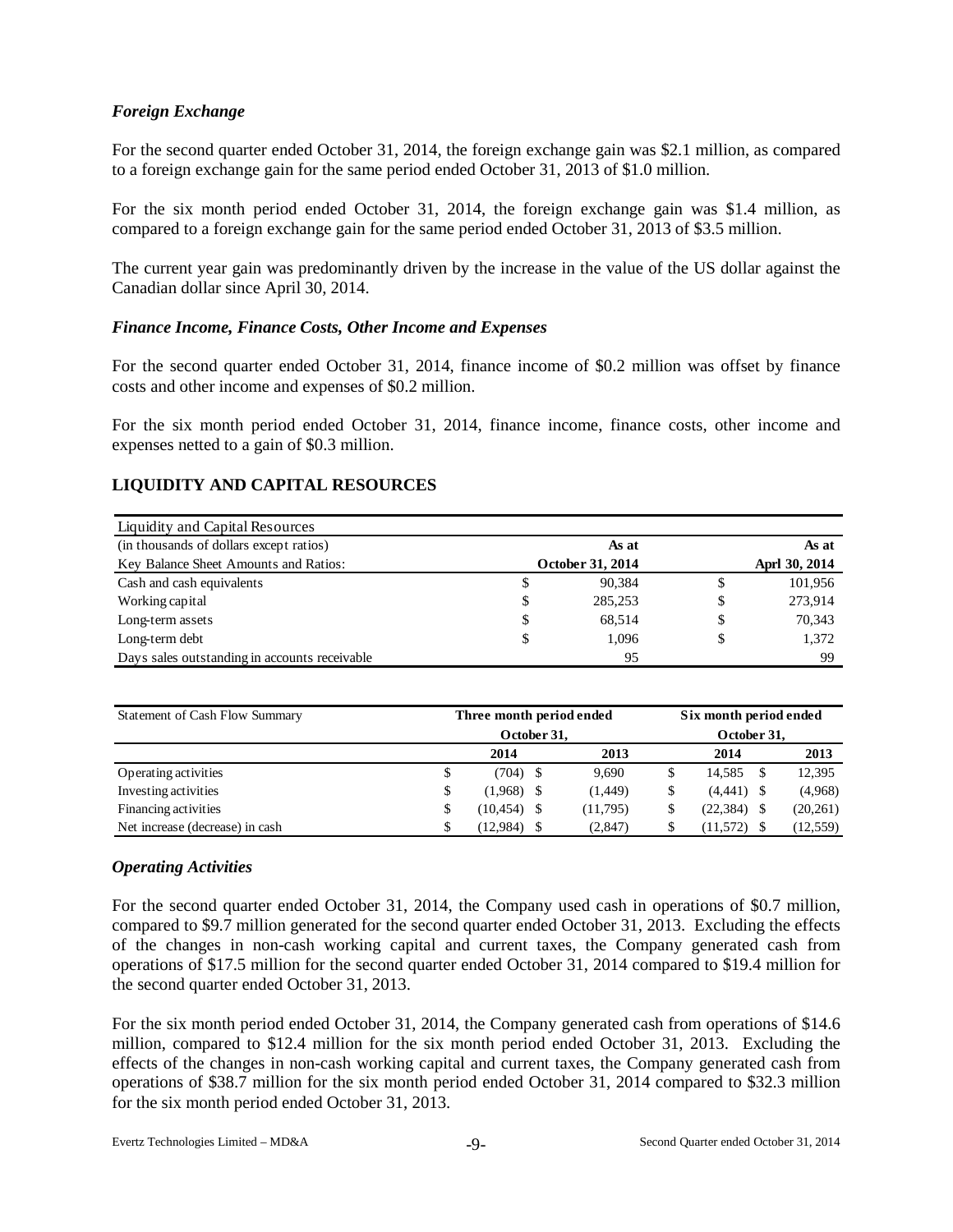### *Foreign Exchange*

For the second quarter ended October 31, 2014, the foreign exchange gain was \$2.1 million, as compared to a foreign exchange gain for the same period ended October 31, 2013 of \$1.0 million.

For the six month period ended October 31, 2014, the foreign exchange gain was \$1.4 million, as compared to a foreign exchange gain for the same period ended October 31, 2013 of \$3.5 million.

The current year gain was predominantly driven by the increase in the value of the US dollar against the Canadian dollar since April 30, 2014.

### *Finance Income, Finance Costs, Other Income and Expenses*

For the second quarter ended October 31, 2014, finance income of \$0.2 million was offset by finance costs and other income and expenses of \$0.2 million.

For the six month period ended October 31, 2014, finance income, finance costs, other income and expenses netted to a gain of \$0.3 million.

## LIQUIDITY AND CAPITAL RESOURCES

| Liquidity and Capital Resources | | |
|---|---|---|
| (in thousands of dollars except ratios) | As at | As at |
| Key Balance Sheet Amounts and Ratios: | October 31, 2014 | Aprl 30, 2014 |
| Cash and cash equivalents | \$ 90,384 | \$ 101,956 |
| Working capital | \$ 285,253 | \$ 273,914 |
| Long-term assets | \$ 68,514 | \$ 70,343 |
| Long-term debt | \$ 1,096 | \$ 1,372 |
| Days sales outstanding in accounts receivable | 95 | 99 |

| Statement of Cash Flow Summary | Three month period ended October 31, | | Six month period ended October 31, | |
|---|---|---|---|---|
| | 2014 | 2013 | 2014 | 2013 |
| Operating activities | \$ (704) | \$ 9,690 | \$ 14,585 | \$ 12,395 |
| Investing activities | \$ (1,968) | \$ (1,449) | \$ (4,441) | \$ (4,968) |
| Financing activities | \$ (10,454) | \$ (11,795) | \$ (22,384) | \$ (20,261) |
| Net increase (decrease) in cash | \$ (12,984) | \$ (2,847) | \$ (11,572) | \$ (12,559) |

### *Operating Activities*

For the second quarter ended October 31, 2014, the Company used cash in operations of \$0.7 million, compared to \$9.7 million generated for the second quarter ended October 31, 2013. Excluding the effects of the changes in non-cash working capital and current taxes, the Company generated cash from operations of \$17.5 million for the second quarter ended October 31, 2014 compared to \$19.4 million for the second quarter ended October 31, 2013.

For the six month period ended October 31, 2014, the Company generated cash from operations of \$14.6 million, compared to \$12.4 million for the six month period ended October 31, 2013. Excluding the effects of the changes in non-cash working capital and current taxes, the Company generated cash from operations of \$38.7 million for the six month period ended October 31, 2014 compared to \$32.3 million for the six month period ended October 31, 2013.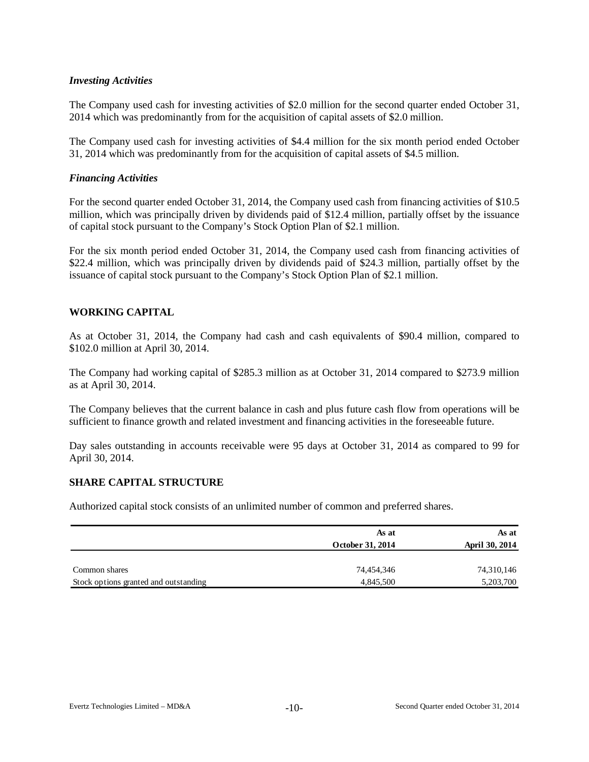### *Investing Activities*

The Company used cash for investing activities of $2.0 million for the second quarter ended October 31, 2014 which was predominantly from for the acquisition of capital assets of $2.0 million.

The Company used cash for investing activities of $4.4 million for the six month period ended October 31, 2014 which was predominantly from for the acquisition of capital assets of $4.5 million.

### *Financing Activities*

For the second quarter ended October 31, 2014, the Company used cash from financing activities of $10.5 million, which was principally driven by dividends paid of $12.4 million, partially offset by the issuance of capital stock pursuant to the Company's Stock Option Plan of $2.1 million.

For the six month period ended October 31, 2014, the Company used cash from financing activities of $22.4 million, which was principally driven by dividends paid of $24.3 million, partially offset by the issuance of capital stock pursuant to the Company's Stock Option Plan of $2.1 million.

## WORKING CAPITAL

As at October 31, 2014, the Company had cash and cash equivalents of $90.4 million, compared to $102.0 million at April 30, 2014.

The Company had working capital of $285.3 million as at October 31, 2014 compared to $273.9 million as at April 30, 2014.

The Company believes that the current balance in cash and plus future cash flow from operations will be sufficient to finance growth and related investment and financing activities in the foreseeable future.

Day sales outstanding in accounts receivable were 95 days at October 31, 2014 as compared to 99 for April 30, 2014.

## SHARE CAPITAL STRUCTURE

Authorized capital stock consists of an unlimited number of common and preferred shares.

| | **As at October 31, 2014** | **As at April 30, 2014** |
|---|---|---|
| Common shares | 74,454,346 | 74,310,146 |
| Stock options granted and outstanding | 4,845,500 | 5,203,700 |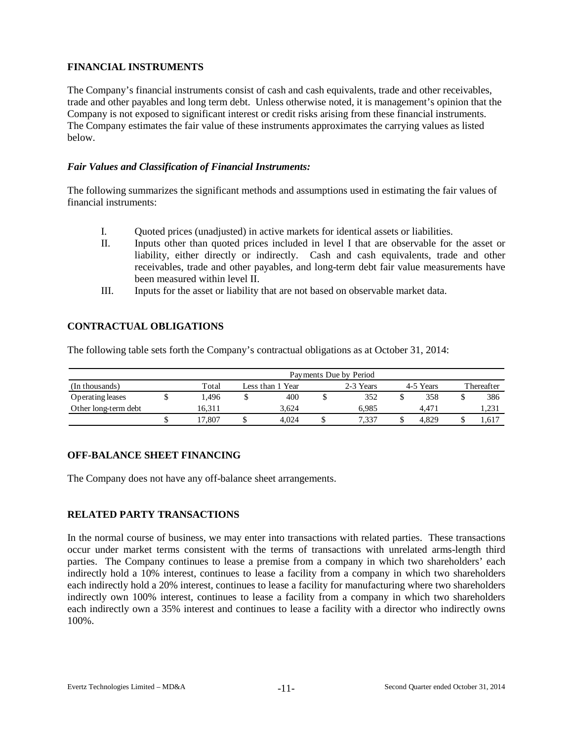## FINANCIAL INSTRUMENTS

The Company's financial instruments consist of cash and cash equivalents, trade and other receivables, trade and other payables and long term debt. Unless otherwise noted, it is management's opinion that the Company is not exposed to significant interest or credit risks arising from these financial instruments. The Company estimates the fair value of these instruments approximates the carrying values as listed below.

### *Fair Values and Classification of Financial Instruments:*

The following summarizes the significant methods and assumptions used in estimating the fair values of financial instruments:

- I. Quoted prices (unadjusted) in active markets for identical assets or liabilities.
- II. Inputs other than quoted prices included in level I that are observable for the asset or liability, either directly or indirectly. Cash and cash equivalents, trade and other receivables, trade and other payables, and long-term debt fair value measurements have been measured within level II.
- III. Inputs for the asset or liability that are not based on observable market data.

## CONTRACTUAL OBLIGATIONS

The following table sets forth the Company's contractual obligations as at October 31, 2014:

| | Payments Due by Period | | | | |
|---|---|---|---|---|---|
| (In thousands) | Total | Less than 1 Year | 2-3 Years | 4-5 Years | Thereafter |
| Operating leases | $ 1,496 | $ 400 | $ 352 | $ 358 | $ 386 |
| Other long-term debt | 16,311 | 3,624 | 6,985 | 4,471 | 1,231 |
| | $ 17,807 | $ 4,024 | $ 7,337 | $ 4,829 | $ 1,617 |

## OFF-BALANCE SHEET FINANCING

The Company does not have any off-balance sheet arrangements.

## RELATED PARTY TRANSACTIONS

In the normal course of business, we may enter into transactions with related parties. These transactions occur under market terms consistent with the terms of transactions with unrelated arms-length third parties. The Company continues to lease a premise from a company in which two shareholders' each indirectly hold a 10% interest, continues to lease a facility from a company in which two shareholders each indirectly hold a 20% interest, continues to lease a facility for manufacturing where two shareholders indirectly own 100% interest, continues to lease a facility from a company in which two shareholders each indirectly own a 35% interest and continues to lease a facility with a director who indirectly owns 100%.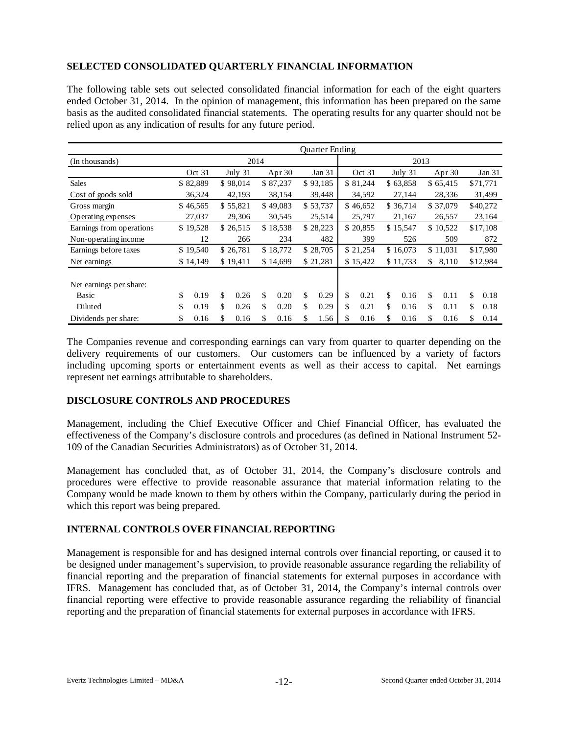## SELECTED CONSOLIDATED QUARTERLY FINANCIAL INFORMATION

The following table sets out selected consolidated financial information for each of the eight quarters ended October 31, 2014. In the opinion of management, this information has been prepared on the same basis as the audited consolidated financial statements. The operating results for any quarter should not be relied upon as any indication of results for any future period.

| | Quarter Ending | | | | | | | |
|---|---|---|---|---|---|---|---|---|
| (In thousands) | 2014 | | | | 2013 | | | |
| | Oct 31 | July 31 | Apr 30 | Jan 31 | Oct 31 | July 31 | Apr 30 | Jan 31 |
| Sales | $ 82,889 | $ 98,014 | $ 87,237 | $ 93,185 | $ 81,244 | $ 63,858 | $ 65,415 | $71,771 |
| Cost of goods sold | 36,324 | 42,193 | 38,154 | 39,448 | 34,592 | 27,144 | 28,336 | 31,499 |
| Gross margin | $ 46,565 | $ 55,821 | $ 49,083 | $ 53,737 | $ 46,652 | $ 36,714 | $ 37,079 | $40,272 |
| Operating expenses | 27,037 | 29,306 | 30,545 | 25,514 | 25,797 | 21,167 | 26,557 | 23,164 |
| Earnings from operations | $ 19,528 | $ 26,515 | $ 18,538 | $ 28,223 | $ 20,855 | $ 15,547 | $ 10,522 | $17,108 |
| Non-operating income | 12 | 266 | 234 | 482 | 399 | 526 | 509 | 872 |
| Earnings before taxes | $ 19,540 | $ 26,781 | $ 18,772 | $ 28,705 | $ 21,254 | $ 16,073 | $ 11,031 | $17,980 |
| Net earnings | $ 14,149 | $ 19,411 | $ 14,699 | $ 21,281 | $ 15,422 | $ 11,733 | $ 8,110 | $12,984 |
| Net earnings per share: | | | | | | | | |
| Basic | $ 0.19 | $ 0.26 | $ 0.20 | $ 0.29 | $ 0.21 | $ 0.16 | $ 0.11 | $ 0.18 |
| Diluted | $ 0.19 | $ 0.26 | $ 0.20 | $ 0.29 | $ 0.21 | $ 0.16 | $ 0.11 | $ 0.18 |
| Dividends per share: | $ 0.16 | $ 0.16 | $ 0.16 | $ 1.56 | $ 0.16 | $ 0.16 | $ 0.16 | $ 0.14 |

The Companies revenue and corresponding earnings can vary from quarter to quarter depending on the delivery requirements of our customers. Our customers can be influenced by a variety of factors including upcoming sports or entertainment events as well as their access to capital. Net earnings represent net earnings attributable to shareholders.

## DISCLOSURE CONTROLS AND PROCEDURES

Management, including the Chief Executive Officer and Chief Financial Officer, has evaluated the effectiveness of the Company's disclosure controls and procedures (as defined in National Instrument 52-109 of the Canadian Securities Administrators) as of October 31, 2014.

Management has concluded that, as of October 31, 2014, the Company's disclosure controls and procedures were effective to provide reasonable assurance that material information relating to the Company would be made known to them by others within the Company, particularly during the period in which this report was being prepared.

## INTERNAL CONTROLS OVER FINANCIAL REPORTING

Management is responsible for and has designed internal controls over financial reporting, or caused it to be designed under management's supervision, to provide reasonable assurance regarding the reliability of financial reporting and the preparation of financial statements for external purposes in accordance with IFRS. Management has concluded that, as of October 31, 2014, the Company's internal controls over financial reporting were effective to provide reasonable assurance regarding the reliability of financial reporting and the preparation of financial statements for external purposes in accordance with IFRS.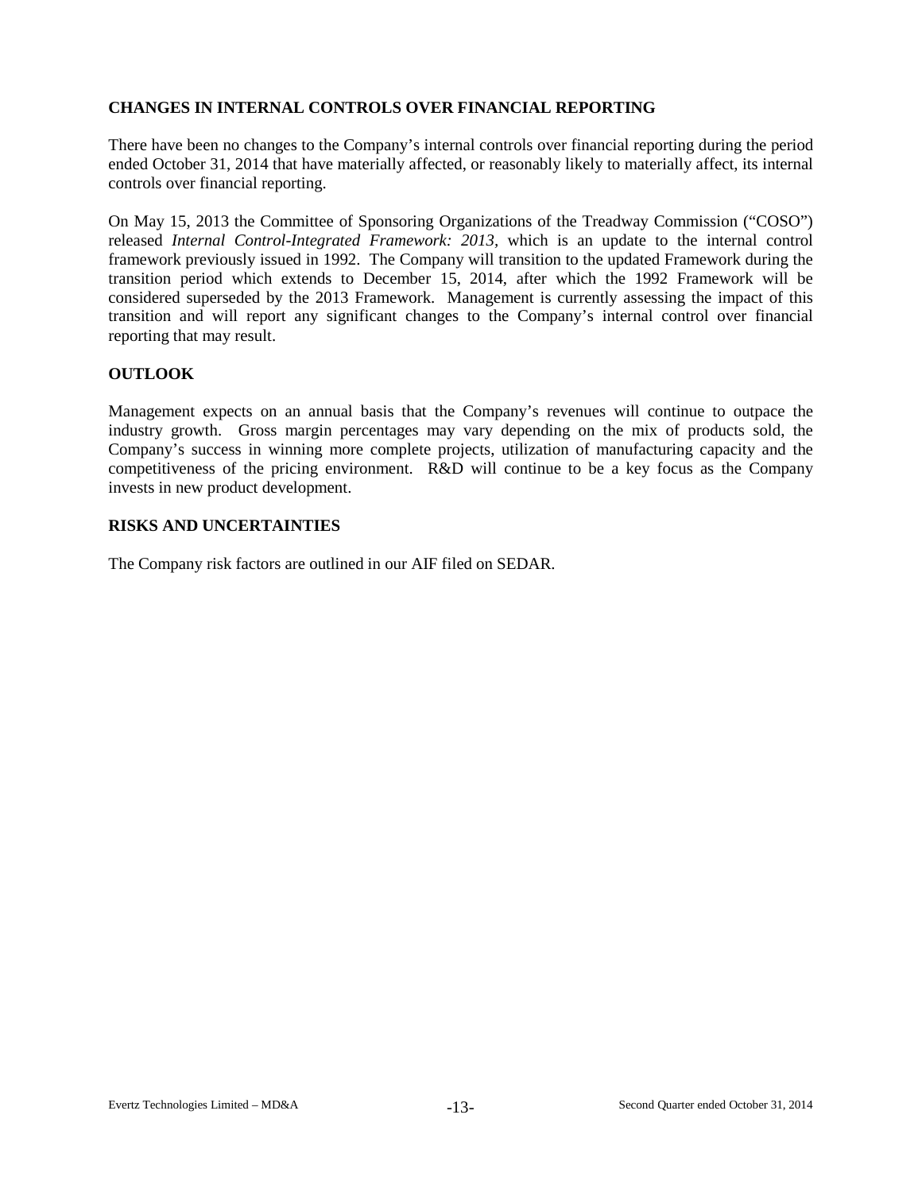## CHANGES IN INTERNAL CONTROLS OVER FINANCIAL REPORTING

There have been no changes to the Company's internal controls over financial reporting during the period ended October 31, 2014 that have materially affected, or reasonably likely to materially affect, its internal controls over financial reporting.

On May 15, 2013 the Committee of Sponsoring Organizations of the Treadway Commission ("COSO") released *Internal Control-Integrated Framework: 2013*, which is an update to the internal control framework previously issued in 1992. The Company will transition to the updated Framework during the transition period which extends to December 15, 2014, after which the 1992 Framework will be considered superseded by the 2013 Framework. Management is currently assessing the impact of this transition and will report any significant changes to the Company's internal control over financial reporting that may result.

## OUTLOOK

Management expects on an annual basis that the Company's revenues will continue to outpace the industry growth. Gross margin percentages may vary depending on the mix of products sold, the Company's success in winning more complete projects, utilization of manufacturing capacity and the competitiveness of the pricing environment. R&D will continue to be a key focus as the Company invests in new product development.

## RISKS AND UNCERTAINTIES

The Company risk factors are outlined in our AIF filed on SEDAR.